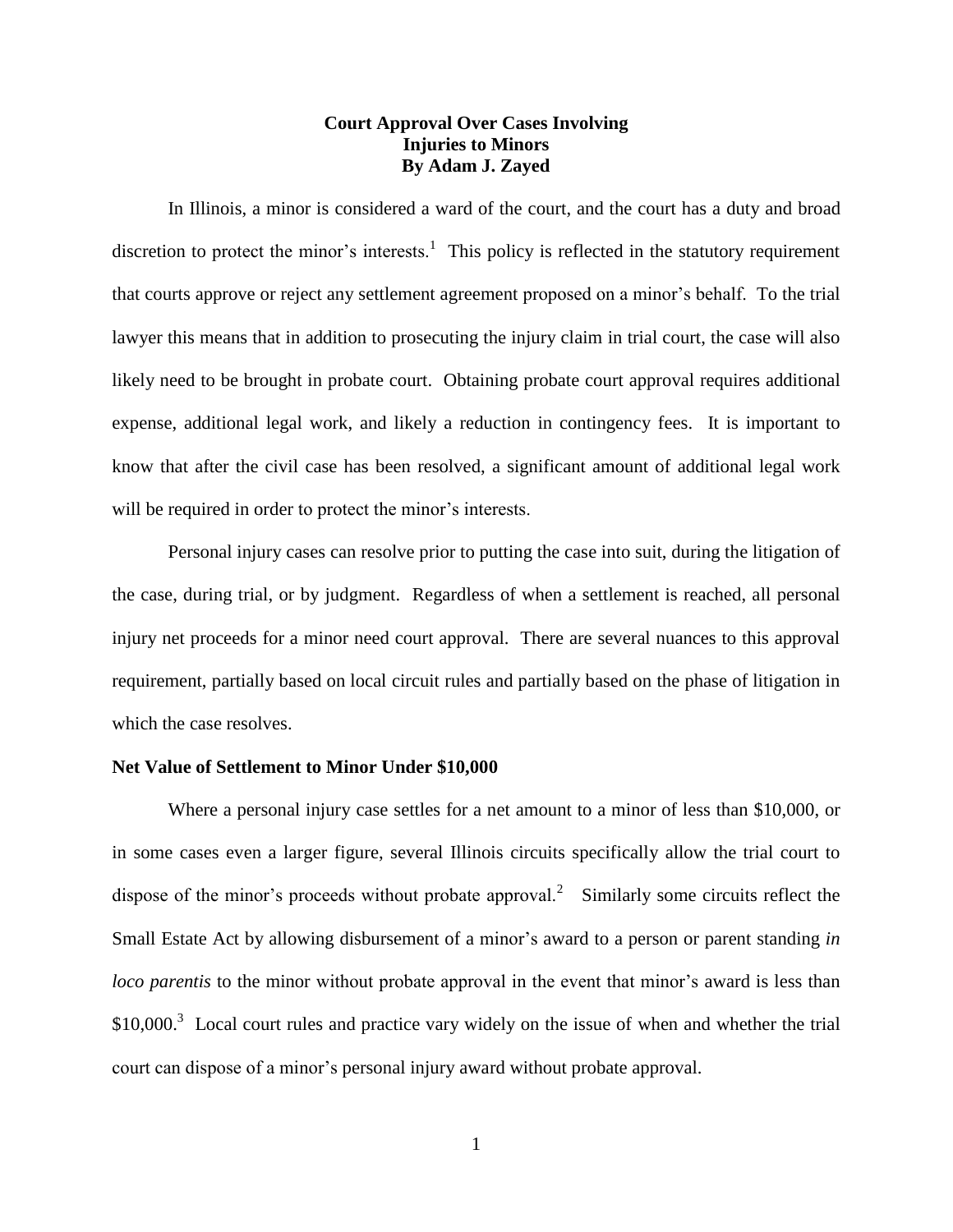# Court Approval Over Cases Involving Injuries to Minors
### By Adam J. Zayed

In Illinois, a minor is considered a ward of the court, and the court has a duty and broad discretion to protect the minor's interests.[1] This policy is reflected in the statutory requirement that courts approve or reject any settlement agreement proposed on a minor's behalf. To the trial lawyer this means that in addition to prosecuting the injury claim in trial court, the case will also likely need to be brought in probate court. Obtaining probate court approval requires additional expense, additional legal work, and likely a reduction in contingency fees. It is important to know that after the civil case has been resolved, a significant amount of additional legal work will be required in order to protect the minor's interests.

Personal injury cases can resolve prior to putting the case into suit, during the litigation of the case, during trial, or by judgment. Regardless of when a settlement is reached, all personal injury net proceeds for a minor need court approval. There are several nuances to this approval requirement, partially based on local circuit rules and partially based on the phase of litigation in which the case resolves.

**Net Value of Settlement to Minor Under $10,000**

Where a personal injury case settles for a net amount to a minor of less than $10,000, or in some cases even a larger figure, several Illinois circuits specifically allow the trial court to dispose of the minor's proceeds without probate approval.[2] Similarly some circuits reflect the Small Estate Act by allowing disbursement of a minor's award to a person or parent standing *in loco parentis* to the minor without probate approval in the event that minor's award is less than $10,000.[3] Local court rules and practice vary widely on the issue of when and whether the trial court can dispose of a minor's personal injury award without probate approval.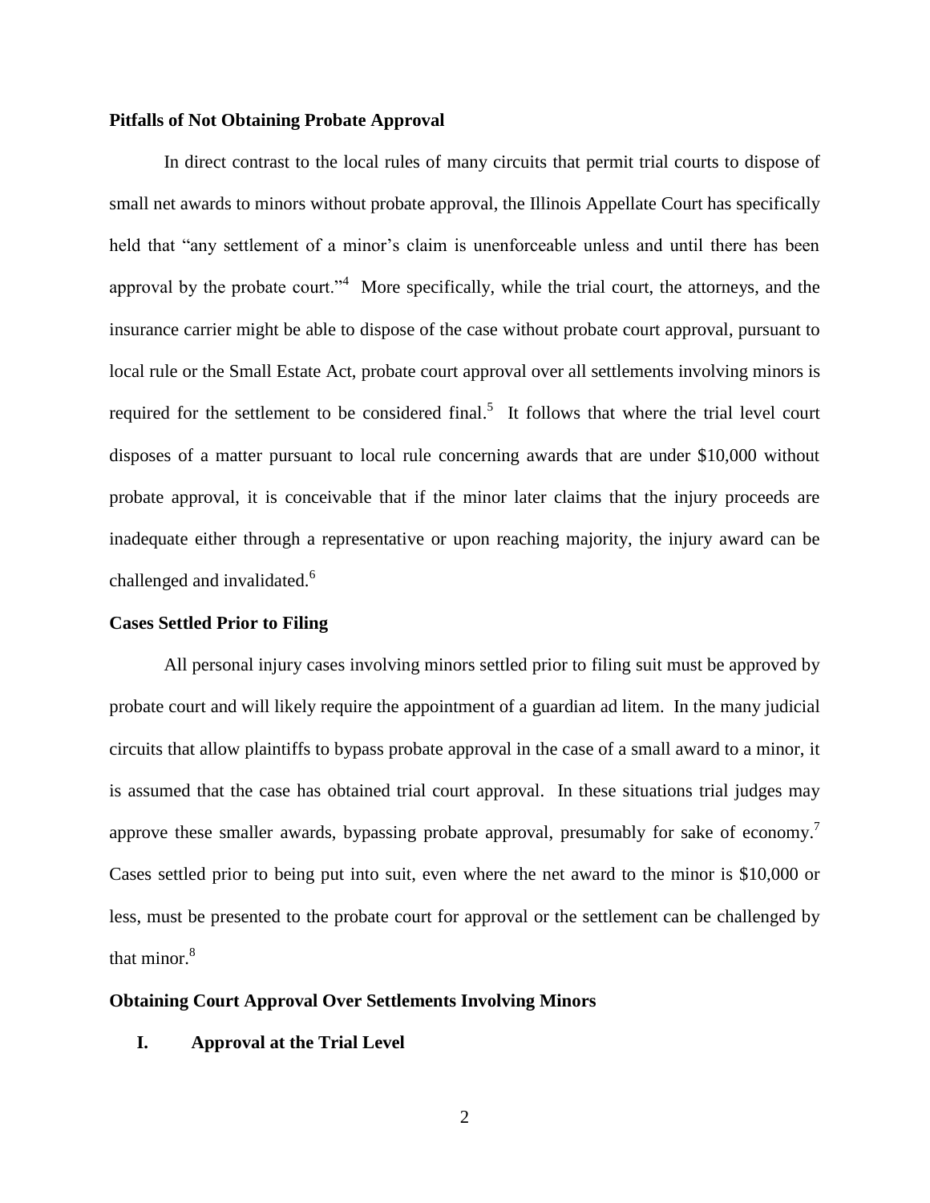**Pitfalls of Not Obtaining Probate Approval**

In direct contrast to the local rules of many circuits that permit trial courts to dispose of small net awards to minors without probate approval, the Illinois Appellate Court has specifically held that "any settlement of a minor's claim is unenforceable unless and until there has been approval by the probate court."[4] More specifically, while the trial court, the attorneys, and the insurance carrier might be able to dispose of the case without probate court approval, pursuant to local rule or the Small Estate Act, probate court approval over all settlements involving minors is required for the settlement to be considered final.[5] It follows that where the trial level court disposes of a matter pursuant to local rule concerning awards that are under $10,000 without probate approval, it is conceivable that if the minor later claims that the injury proceeds are inadequate either through a representative or upon reaching majority, the injury award can be challenged and invalidated.[6]

**Cases Settled Prior to Filing**

All personal injury cases involving minors settled prior to filing suit must be approved by probate court and will likely require the appointment of a guardian ad litem. In the many judicial circuits that allow plaintiffs to bypass probate approval in the case of a small award to a minor, it is assumed that the case has obtained trial court approval. In these situations trial judges may approve these smaller awards, bypassing probate approval, presumably for sake of economy.[7] Cases settled prior to being put into suit, even where the net award to the minor is $10,000 or less, must be presented to the probate court for approval or the settlement can be challenged by that minor.[8]

**Obtaining Court Approval Over Settlements Involving Minors**

**I. Approval at the Trial Level**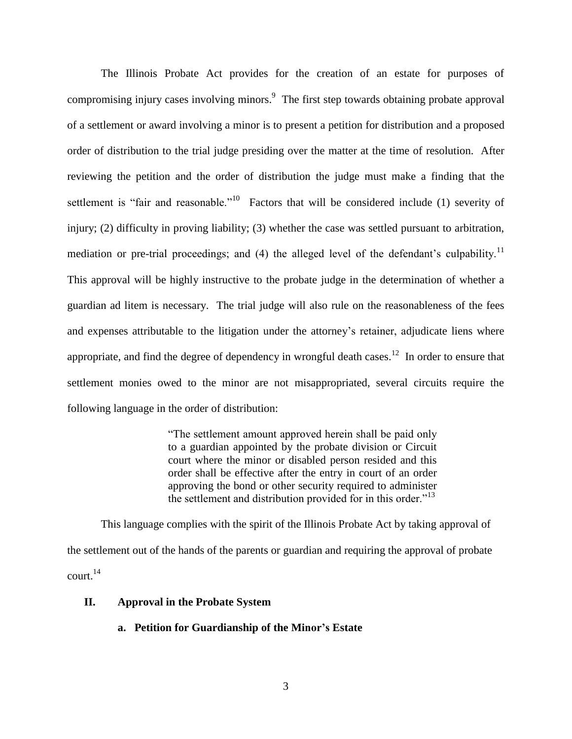The Illinois Probate Act provides for the creation of an estate for purposes of compromising injury cases involving minors.[9] The first step towards obtaining probate approval of a settlement or award involving a minor is to present a petition for distribution and a proposed order of distribution to the trial judge presiding over the matter at the time of resolution. After reviewing the petition and the order of distribution the judge must make a finding that the settlement is "fair and reasonable."[10] Factors that will be considered include (1) severity of injury; (2) difficulty in proving liability; (3) whether the case was settled pursuant to arbitration, mediation or pre-trial proceedings; and (4) the alleged level of the defendant's culpability.[11] This approval will be highly instructive to the probate judge in the determination of whether a guardian ad litem is necessary. The trial judge will also rule on the reasonableness of the fees and expenses attributable to the litigation under the attorney's retainer, adjudicate liens where appropriate, and find the degree of dependency in wrongful death cases.[12] In order to ensure that settlement monies owed to the minor are not misappropriated, several circuits require the following language in the order of distribution:

> "The settlement amount approved herein shall be paid only to a guardian appointed by the probate division or Circuit court where the minor or disabled person resided and this order shall be effective after the entry in court of an order approving the bond or other security required to administer the settlement and distribution provided for in this order."[13]

This language complies with the spirit of the Illinois Probate Act by taking approval of the settlement out of the hands of the parents or guardian and requiring the approval of probate court.[14]

## II. Approval in the Probate System

### a. Petition for Guardianship of the Minor's Estate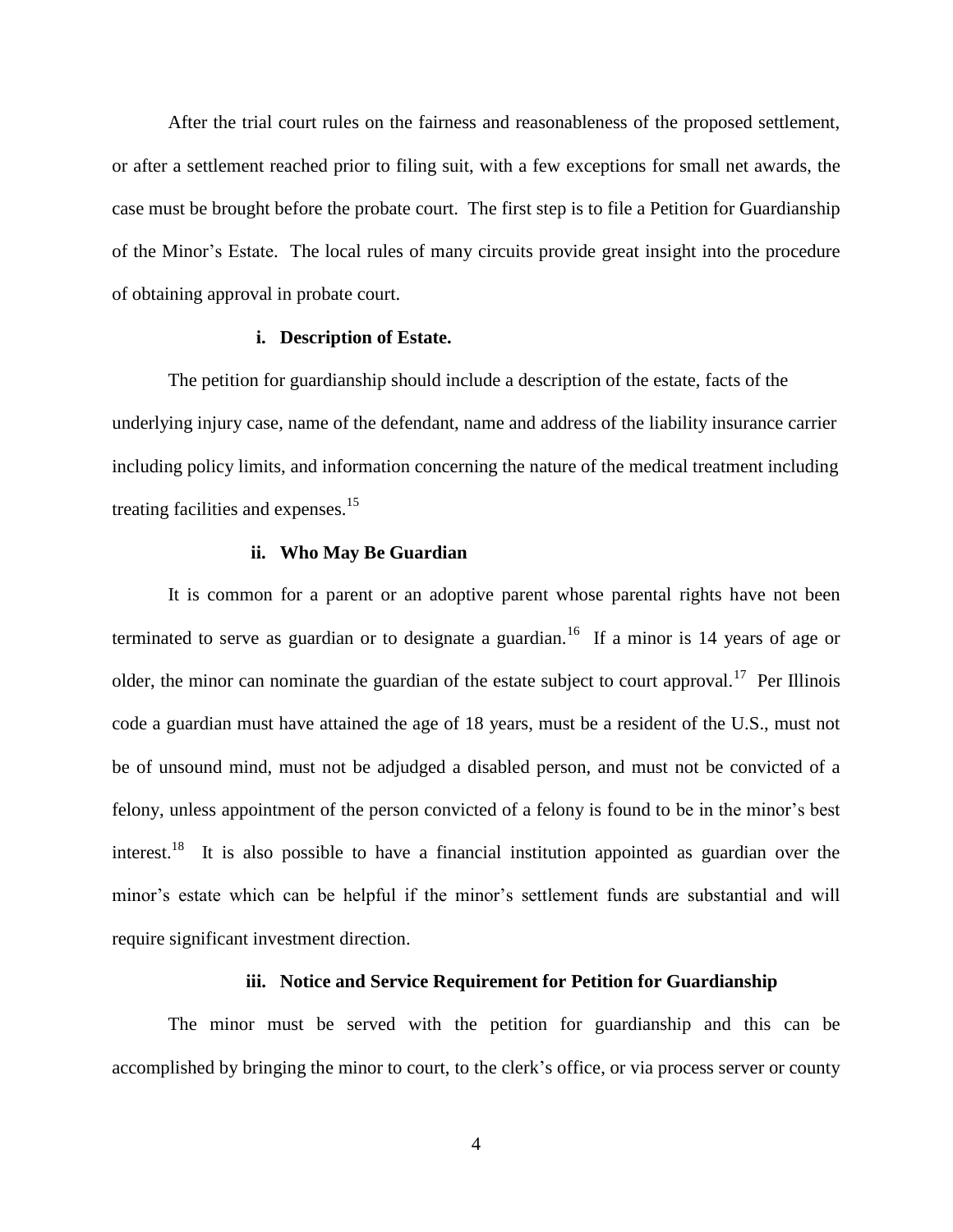After the trial court rules on the fairness and reasonableness of the proposed settlement, or after a settlement reached prior to filing suit, with a few exceptions for small net awards, the case must be brought before the probate court. The first step is to file a Petition for Guardianship of the Minor's Estate. The local rules of many circuits provide great insight into the procedure of obtaining approval in probate court.

**i. Description of Estate.**

The petition for guardianship should include a description of the estate, facts of the underlying injury case, name of the defendant, name and address of the liability insurance carrier including policy limits, and information concerning the nature of the medical treatment including treating facilities and expenses.[15]

**ii. Who May Be Guardian**

It is common for a parent or an adoptive parent whose parental rights have not been terminated to serve as guardian or to designate a guardian.[16] If a minor is 14 years of age or older, the minor can nominate the guardian of the estate subject to court approval.[17] Per Illinois code a guardian must have attained the age of 18 years, must be a resident of the U.S., must not be of unsound mind, must not be adjudged a disabled person, and must not be convicted of a felony, unless appointment of the person convicted of a felony is found to be in the minor's best interest.[18] It is also possible to have a financial institution appointed as guardian over the minor's estate which can be helpful if the minor's settlement funds are substantial and will require significant investment direction.

**iii. Notice and Service Requirement for Petition for Guardianship**

The minor must be served with the petition for guardianship and this can be accomplished by bringing the minor to court, to the clerk's office, or via process server or county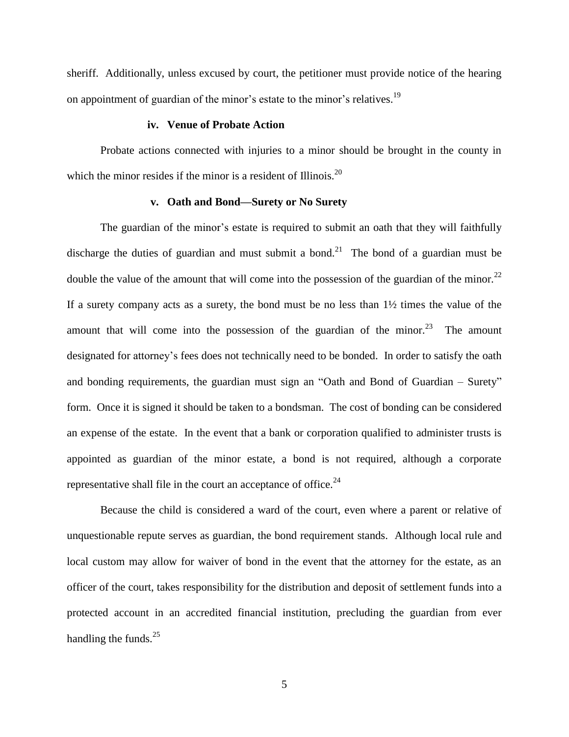sheriff. Additionally, unless excused by court, the petitioner must provide notice of the hearing on appointment of guardian of the minor's estate to the minor's relatives.[19]

#### iv. Venue of Probate Action

Probate actions connected with injuries to a minor should be brought in the county in which the minor resides if the minor is a resident of Illinois.[20]

#### v. Oath and Bond—Surety or No Surety

The guardian of the minor's estate is required to submit an oath that they will faithfully discharge the duties of guardian and must submit a bond.[21] The bond of a guardian must be double the value of the amount that will come into the possession of the guardian of the minor.[22] If a surety company acts as a surety, the bond must be no less than 1½ times the value of the amount that will come into the possession of the guardian of the minor.[23] The amount designated for attorney's fees does not technically need to be bonded. In order to satisfy the oath and bonding requirements, the guardian must sign an "Oath and Bond of Guardian – Surety" form. Once it is signed it should be taken to a bondsman. The cost of bonding can be considered an expense of the estate. In the event that a bank or corporation qualified to administer trusts is appointed as guardian of the minor estate, a bond is not required, although a corporate representative shall file in the court an acceptance of office.[24]

Because the child is considered a ward of the court, even where a parent or relative of unquestionable repute serves as guardian, the bond requirement stands. Although local rule and local custom may allow for waiver of bond in the event that the attorney for the estate, as an officer of the court, takes responsibility for the distribution and deposit of settlement funds into a protected account in an accredited financial institution, precluding the guardian from ever handling the funds.[25]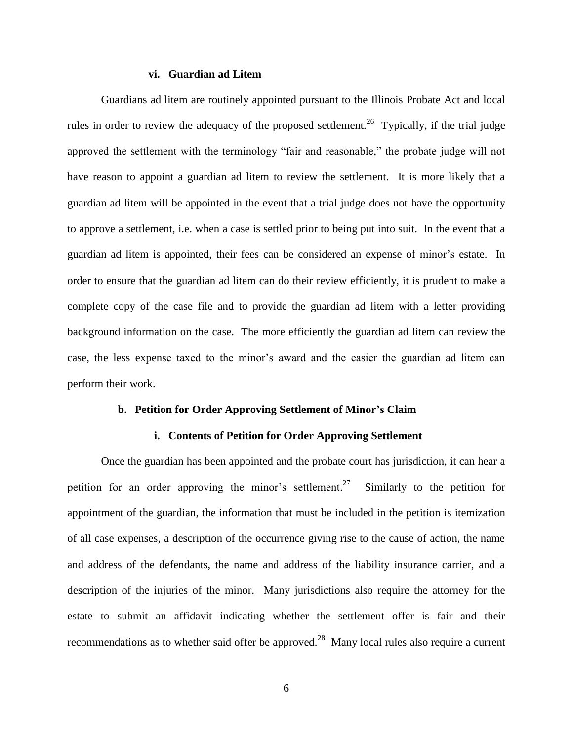#### vi. Guardian ad Litem

Guardians ad litem are routinely appointed pursuant to the Illinois Probate Act and local rules in order to review the adequacy of the proposed settlement.[26] Typically, if the trial judge approved the settlement with the terminology "fair and reasonable," the probate judge will not have reason to appoint a guardian ad litem to review the settlement. It is more likely that a guardian ad litem will be appointed in the event that a trial judge does not have the opportunity to approve a settlement, i.e. when a case is settled prior to being put into suit. In the event that a guardian ad litem is appointed, their fees can be considered an expense of minor's estate. In order to ensure that the guardian ad litem can do their review efficiently, it is prudent to make a complete copy of the case file and to provide the guardian ad litem with a letter providing background information on the case. The more efficiently the guardian ad litem can review the case, the less expense taxed to the minor's award and the easier the guardian ad litem can perform their work.

### b. Petition for Order Approving Settlement of Minor's Claim

#### i. Contents of Petition for Order Approving Settlement

Once the guardian has been appointed and the probate court has jurisdiction, it can hear a petition for an order approving the minor's settlement.[27] Similarly to the petition for appointment of the guardian, the information that must be included in the petition is itemization of all case expenses, a description of the occurrence giving rise to the cause of action, the name and address of the defendants, the name and address of the liability insurance carrier, and a description of the injuries of the minor. Many jurisdictions also require the attorney for the estate to submit an affidavit indicating whether the settlement offer is fair and their recommendations as to whether said offer be approved.[28] Many local rules also require a current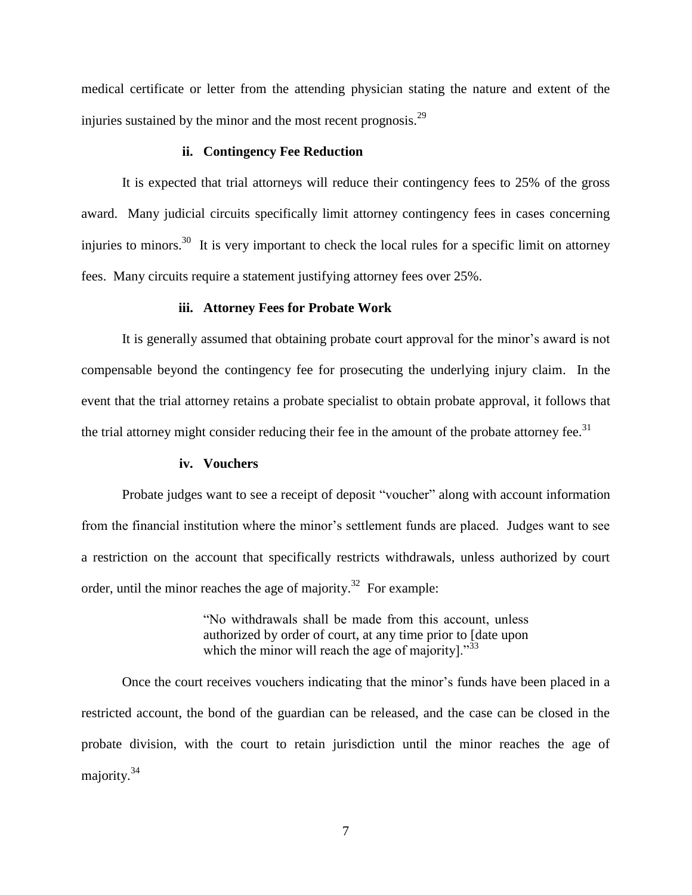medical certificate or letter from the attending physician stating the nature and extent of the injuries sustained by the minor and the most recent prognosis.[29]

#### ii. Contingency Fee Reduction

It is expected that trial attorneys will reduce their contingency fees to 25% of the gross award. Many judicial circuits specifically limit attorney contingency fees in cases concerning injuries to minors.[30] It is very important to check the local rules for a specific limit on attorney fees. Many circuits require a statement justifying attorney fees over 25%.

#### iii. Attorney Fees for Probate Work

It is generally assumed that obtaining probate court approval for the minor's award is not compensable beyond the contingency fee for prosecuting the underlying injury claim. In the event that the trial attorney retains a probate specialist to obtain probate approval, it follows that the trial attorney might consider reducing their fee in the amount of the probate attorney fee.[31]

#### iv. Vouchers

Probate judges want to see a receipt of deposit "voucher" along with account information from the financial institution where the minor's settlement funds are placed. Judges want to see a restriction on the account that specifically restricts withdrawals, unless authorized by court order, until the minor reaches the age of majority.[32] For example:

> "No withdrawals shall be made from this account, unless authorized by order of court, at any time prior to [date upon which the minor will reach the age of majority]."[33]

Once the court receives vouchers indicating that the minor's funds have been placed in a restricted account, the bond of the guardian can be released, and the case can be closed in the probate division, with the court to retain jurisdiction until the minor reaches the age of majority.[34]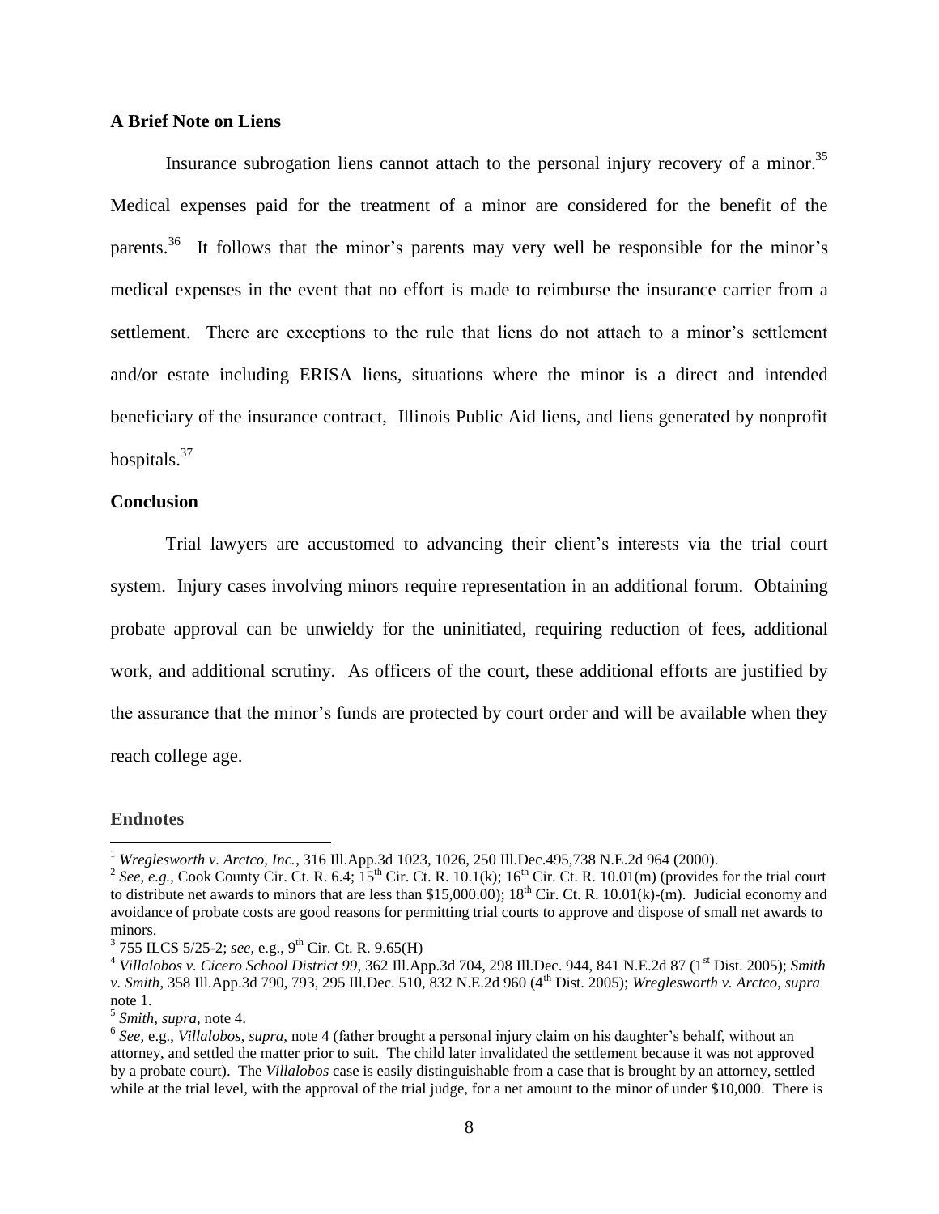**A Brief Note on Liens**

Insurance subrogation liens cannot attach to the personal injury recovery of a minor.[35] Medical expenses paid for the treatment of a minor are considered for the benefit of the parents.[36] It follows that the minor's parents may very well be responsible for the minor's medical expenses in the event that no effort is made to reimburse the insurance carrier from a settlement. There are exceptions to the rule that liens do not attach to a minor's settlement and/or estate including ERISA liens, situations where the minor is a direct and intended beneficiary of the insurance contract, Illinois Public Aid liens, and liens generated by nonprofit hospitals.[37]

**Conclusion**

Trial lawyers are accustomed to advancing their client's interests via the trial court system. Injury cases involving minors require representation in an additional forum. Obtaining probate approval can be unwieldy for the uninitiated, requiring reduction of fees, additional work, and additional scrutiny. As officers of the court, these additional efforts are justified by the assurance that the minor's funds are protected by court order and will be available when they reach college age.

**Endnotes**

[1] *Wreglesworth v. Arctco, Inc.*, 316 Ill.App.3d 1023, 1026, 250 Ill.Dec.495,738 N.E.2d 964 (2000).

[2] *See, e.g.*, Cook County Cir. Ct. R. 6.4; 15th Cir. Ct. R. 10.1(k); 16th Cir. Ct. R. 10.01(m) (provides for the trial court to distribute net awards to minors that are less than $15,000.00); 18th Cir. Ct. R. 10.01(k)-(m). Judicial economy and avoidance of probate costs are good reasons for permitting trial courts to approve and dispose of small net awards to minors.

[3] 755 ILCS 5/25-2; *see*, e.g., 9th Cir. Ct. R. 9.65(H)

[4] *Villalobos v. Cicero School District 99*, 362 Ill.App.3d 704, 298 Ill.Dec. 944, 841 N.E.2d 87 (1st Dist. 2005); *Smith v. Smith*, 358 Ill.App.3d 790, 793, 295 Ill.Dec. 510, 832 N.E.2d 960 (4th Dist. 2005); *Wreglesworth v. Arctco*, *supra* note 1.

[5] *Smith*, *supra*, note 4.

[6] *See*, e.g., *Villalobos*, *supra*, note 4 (father brought a personal injury claim on his daughter's behalf, without an attorney, and settled the matter prior to suit. The child later invalidated the settlement because it was not approved by a probate court). The *Villalobos* case is easily distinguishable from a case that is brought by an attorney, settled while at the trial level, with the approval of the trial judge, for a net amount to the minor of under $10,000. There is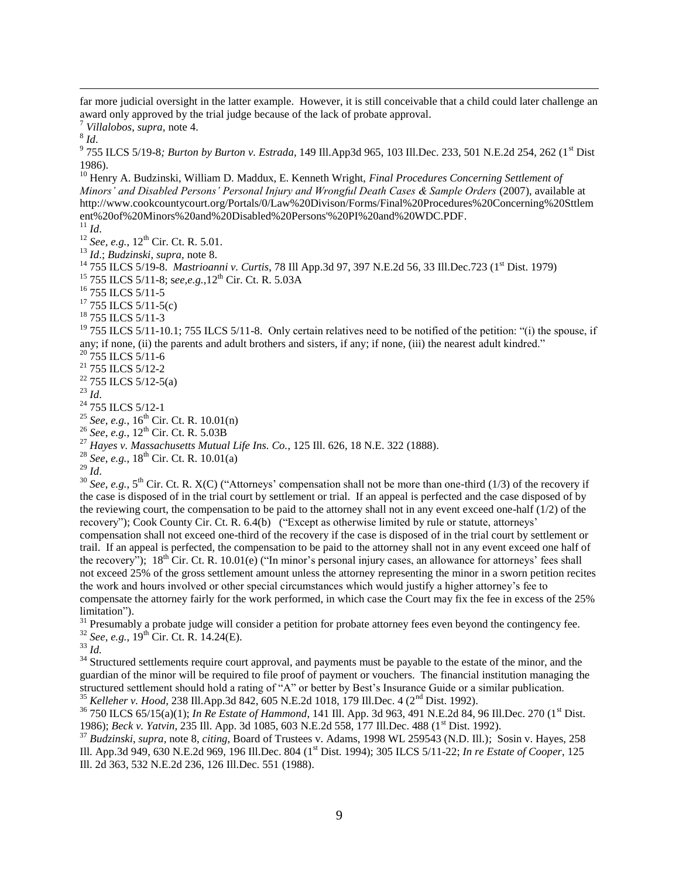far more judicial oversight in the latter example. However, it is still conceivable that a child could later challenge an award only approved by the trial judge because of the lack of probate approval.

[7] *Villalobos*, *supra*, note 4.

[8] *Id*.

[9] 755 ILCS 5/19-8*; Burton by Burton v. Estrada*, 149 Ill.App3d 965, 103 Ill.Dec. 233, 501 N.E.2d 254, 262 (1st Dist 1986).

[10] Henry A. Budzinski, William D. Maddux, E. Kenneth Wright, *Final Procedures Concerning Settlement of Minors' and Disabled Persons' Personal Injury and Wrongful Death Cases & Sample Orders* (2007), available at http://www.cookcountycourt.org/Portals/0/Law%20Divison/Forms/Final%20Procedures%20Concerning%20Sttlement%20of%20Minors%20and%20Disabled%20Persons'%20PI%20and%20WDC.PDF.

[11] *Id*.

[12] *See, e.g.,* 12th Cir. Ct. R. 5.01.

[13] *Id*.; *Budzinski*, *supra*, note 8.

[14] 755 ILCS 5/19-8. *Mastrioanni v. Curtis*, 78 Ill App.3d 97, 397 N.E.2d 56, 33 Ill.Dec.723 (1st Dist. 1979)

[15] 755 ILCS 5/11-8; s*ee,e.g.*,12th Cir. Ct. R. 5.03A

[16] 755 ILCS 5/11-5

[17] 755 ILCS 5/11-5(c)

[18] 755 ILCS 5/11-3

[19] 755 ILCS 5/11-10.1; 755 ILCS 5/11-8. Only certain relatives need to be notified of the petition: "(i) the spouse, if any; if none, (ii) the parents and adult brothers and sisters, if any; if none, (iii) the nearest adult kindred."

[20] 755 ILCS 5/11-6

[21] 755 ILCS 5/12-2

[22] 755 ILCS 5/12-5(a)

[23] *Id*.

[24] 755 ILCS 5/12-1

[25] *See, e.g.,* 16th Cir. Ct. R. 10.01(n)

[26] *See, e.g.,* 12th Cir. Ct. R. 5.03B

[27] *Hayes v. Massachusetts Mutual Life Ins. Co.*, 125 Ill. 626, 18 N.E. 322 (1888).

[28] *See, e.g.*, 18th Cir. Ct. R. 10.01(a)

[29] *Id*.

[30] *See, e.g.,* 5th Cir. Ct. R. X(C) ("Attorneys' compensation shall not be more than one-third (1/3) of the recovery if the case is disposed of in the trial court by settlement or trial. If an appeal is perfected and the case disposed of by the reviewing court, the compensation to be paid to the attorney shall not in any event exceed one-half (1/2) of the recovery"); Cook County Cir. Ct. R. 6.4(b) ("Except as otherwise limited by rule or statute, attorneys' compensation shall not exceed one-third of the recovery if the case is disposed of in the trial court by settlement or trail. If an appeal is perfected, the compensation to be paid to the attorney shall not in any event exceed one half of the recovery"); 18th Cir. Ct. R. 10.01(e) ("In minor's personal injury cases, an allowance for attorneys' fees shall not exceed 25% of the gross settlement amount unless the attorney representing the minor in a sworn petition recites the work and hours involved or other special circumstances which would justify a higher attorney's fee to compensate the attorney fairly for the work performed, in which case the Court may fix the fee in excess of the 25% limitation").

[31] Presumably a probate judge will consider a petition for probate attorney fees even beyond the contingency fee.

[32] *See, e.g.,* 19th Cir. Ct. R. 14.24(E).

[33] *Id.*

[34] Structured settlements require court approval, and payments must be payable to the estate of the minor, and the guardian of the minor will be required to file proof of payment or vouchers. The financial institution managing the structured settlement should hold a rating of "A" or better by Best's Insurance Guide or a similar publication.

[35] *Kelleher v. Hood*, 238 Ill.App.3d 842, 605 N.E.2d 1018, 179 Ill.Dec. 4 (2nd Dist. 1992).

[36] 750 ILCS 65/15(a)(1); *In Re Estate of Hammond*, 141 Ill. App. 3d 963, 491 N.E.2d 84, 96 Ill.Dec. 270 (1st Dist. 1986); *Beck v. Yatvin*, 235 Ill. App. 3d 1085, 603 N.E.2d 558, 177 Ill.Dec. 488 (1st Dist. 1992).

[37] *Budzinski*, *supra*, note 8, *citing*, Board of Trustees v. Adams, 1998 WL 259543 (N.D. Ill.); Sosin v. Hayes, 258 Ill. App.3d 949, 630 N.E.2d 969, 196 Ill.Dec. 804 (1st Dist. 1994); 305 ILCS 5/11-22; *In re Estate of Cooper*, 125 Ill. 2d 363, 532 N.E.2d 236, 126 Ill.Dec. 551 (1988).